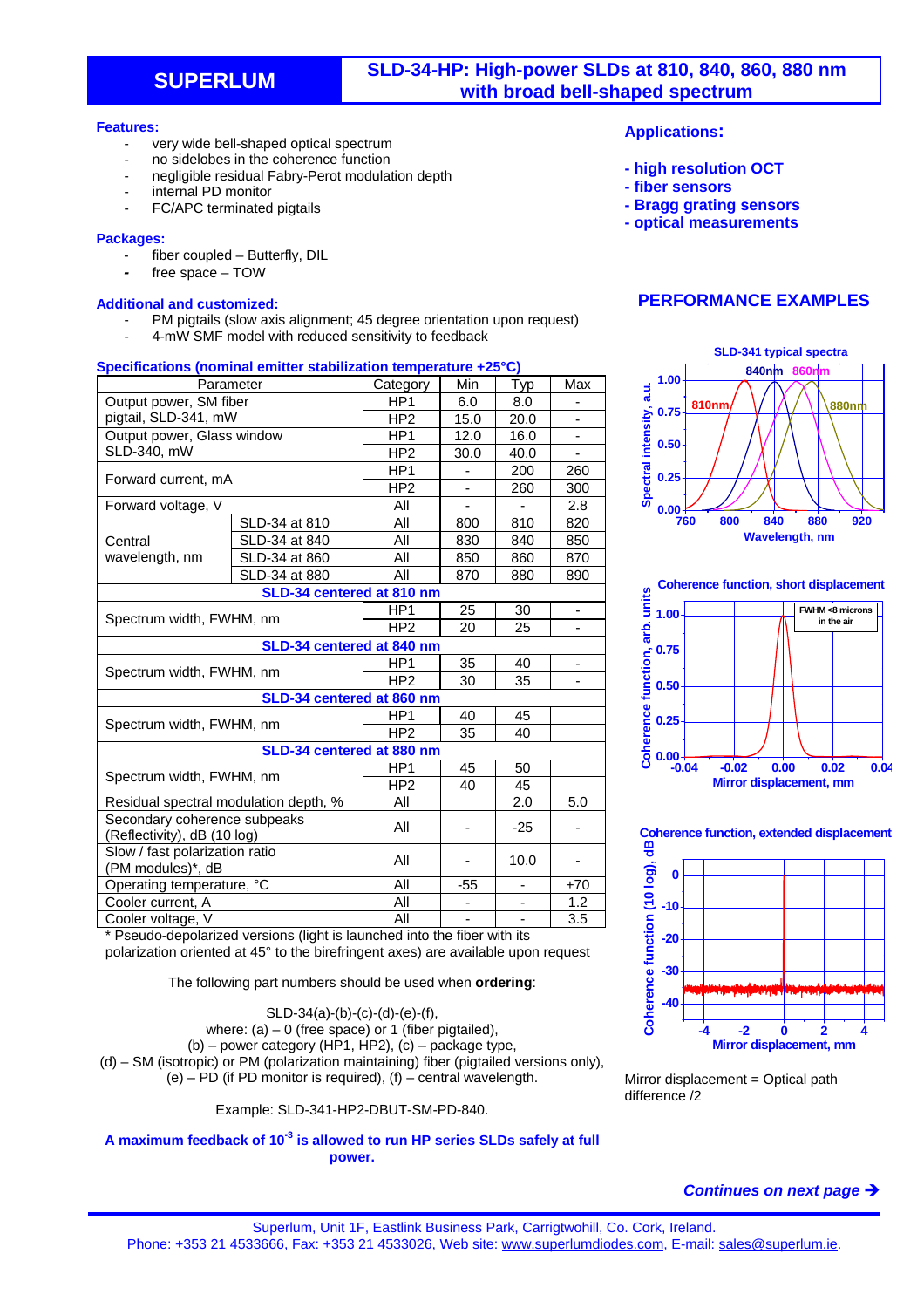# SUPERLUM

## SLD-34-HP: High-power SLDs at 810, 840, 860, 880 nm with broad bell-shaped spectrum

### Features:

- very wide bell-shaped optical spectrum
- no sidelobes in the coherence function
- negligible residual Fabry-Perot modulation depth
- internal PD monitor
- FC/APC terminated pigtails

### Packages:

- fiber coupled – Butterfly, DIL
- free space – TOW

### Additional and customized:

- PM pigtails (slow axis alignment; 45 degree orientation upon request)
- 4-mW SMF model with reduced sensitivity to feedback

### Specifications (nominal emitter stabilization temperature +25°C)

| Parameter | | Category | Min | Typ | Max |
|---|---|---|---|---|---|
| Output power, SM fiber pigtail, SLD-341, mW | | HP1 | 6.0 | 8.0 | - |
| | | HP2 | 15.0 | 20.0 | - |
| Output power, Glass window SLD-340, mW | | HP1 | 12.0 | 16.0 | - |
| | | HP2 | 30.0 | 40.0 | - |
| Forward current, mA | | HP1 | - | 200 | 260 |
| | | HP2 | - | 260 | 300 |
| Forward voltage, V | | All | - | - | 2.8 |
| Central wavelength, nm | SLD-34 at 810 | All | 800 | 810 | 820 |
| | SLD-34 at 840 | All | 830 | 840 | 850 |
| | SLD-34 at 860 | All | 850 | 860 | 870 |
| | SLD-34 at 880 | All | 870 | 880 | 890 |
| **SLD-34 centered at 810 nm** | | | | | |
| Spectrum width, FWHM, nm | | HP1 | 25 | 30 | - |
| | | HP2 | 20 | 25 | - |
| **SLD-34 centered at 840 nm** | | | | | |
| Spectrum width, FWHM, nm | | HP1 | 35 | 40 | - |
| | | HP2 | 30 | 35 | - |
| **SLD-34 centered at 860 nm** | | | | | |
| Spectrum width, FWHM, nm | | HP1 | 40 | 45 | |
| | | HP2 | 35 | 40 | |
| **SLD-34 centered at 880 nm** | | | | | |
| Spectrum width, FWHM, nm | | HP1 | 45 | 50 | |
| | | HP2 | 40 | 45 | |
| Residual spectral modulation depth, % | | All | | 2.0 | 5.0 |
| Secondary coherence subpeaks (Reflectivity), dB (10 log) | | All | - | -25 | - |
| Slow / fast polarization ratio (PM modules)*, dB | | All | - | 10.0 | - |
| Operating temperature, °C | | All | -55 | - | +70 |
| Cooler current, A | | All | - | - | 1.2 |
| Cooler voltage, V | | All | - | - | 3.5 |

\* Pseudo-depolarized versions (light is launched into the fiber with its polarization oriented at 45° to the birefringent axes) are available upon request

The following part numbers should be used when **ordering**:

SLD-34(a)-(b)-(c)-(d)-(e)-(f),
where: (a) – 0 (free space) or 1 (fiber pigtailed),
(b) – power category (HP1, HP2), (c) – package type,
(d) – SM (isotropic) or PM (polarization maintaining) fiber (pigtailed versions only),
(e) – PD (if PD monitor is required), (f) – central wavelength.

Example: SLD-341-HP2-DBUT-SM-PD-840.

**A maximum feedback of $10^{-3}$ is allowed to run HP series SLDs safely at full power.**

### Applications:

- **high resolution OCT**
- **fiber sensors**
- **Bragg grating sensors**
- **optical measurements**

### PERFORMANCE EXAMPLES

SLD-341 typical spectra
810nm
840nm
860nm
880nm
Spectral intensity, a.u.
0.00
0.25
0.50
0.75
1.00
760
800
840
880
920
Wavelength, nm

Coherence function, short displacement
FWHM <8 microns in the air
Coherence function, arb. units
0.00
0.25
0.50
0.75
1.00
-0.04
-0.02
0.00
0.02
0.04
Mirror displacement, mm

Coherence function, extended displacement
Coherence function (10 log), dB
0
-10
-20
-30
-40
-4
-2
0
2
4
Mirror displacement, mm

Mirror displacement = Optical path difference /2

*Continues on next page ➔*

Superlum, Unit 1F, Eastlink Business Park, Carrigtwohill, Co. Cork, Ireland.
Phone: +353 21 4533666, Fax: +353 21 4533026, Web site: www.superlumdiodes.com, E-mail: sales@superlum.ie.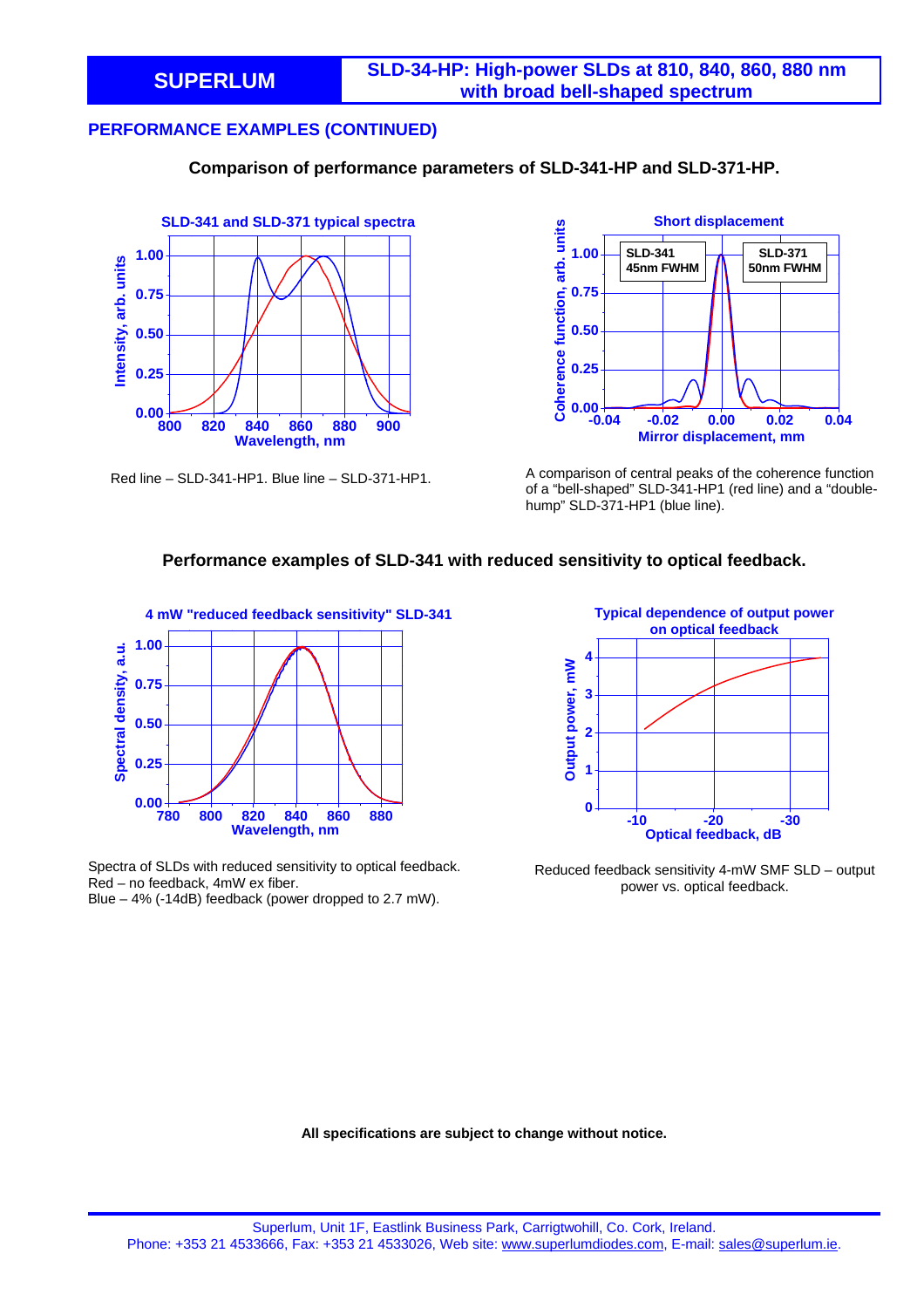## PERFORMANCE EXAMPLES (CONTINUED)

### Comparison of performance parameters of SLD-341-HP and SLD-371-HP.

SLD-341 and SLD-371 typical spectra

Intensity, arb. units

1.00
0.75
0.50
0.25
0.00

800 820 840 860 880 900

Wavelength, nm

Red line – SLD-341-HP1. Blue line – SLD-371-HP1.

Short displacement

Coherence function, arb. units

SLD-341
45nm FWHM

SLD-371
50nm FWHM

1.00
0.75
0.50
0.25
0.00

-0.04 -0.02 0.00 0.02 0.04

Mirror displacement, mm

A comparison of central peaks of the coherence function of a "bell-shaped" SLD-341-HP1 (red line) and a "double-hump" SLD-371-HP1 (blue line).

### Performance examples of SLD-341 with reduced sensitivity to optical feedback.

4 mW "reduced feedback sensitivity" SLD-341

Spectral density, a.u.

1.00
0.75
0.50
0.25
0.00

780 800 820 840 860 880

Wavelength, nm

Spectra of SLDs with reduced sensitivity to optical feedback.
Red – no feedback, 4mW ex fiber.
Blue – 4% (-14dB) feedback (power dropped to 2.7 mW).

Typical dependence of output power on optical feedback

Output power, mW

4
3
2
1
0

-10 -20 -30

Optical feedback, dB

Reduced feedback sensitivity 4-mW SMF SLD – output power vs. optical feedback.

**All specifications are subject to change without notice.**

Superlum, Unit 1F, Eastlink Business Park, Carrigtwohill, Co. Cork, Ireland.
Phone: +353 21 4533666, Fax: +353 21 4533026, Web site: www.superlumdiodes.com, E-mail: sales@superlum.ie.